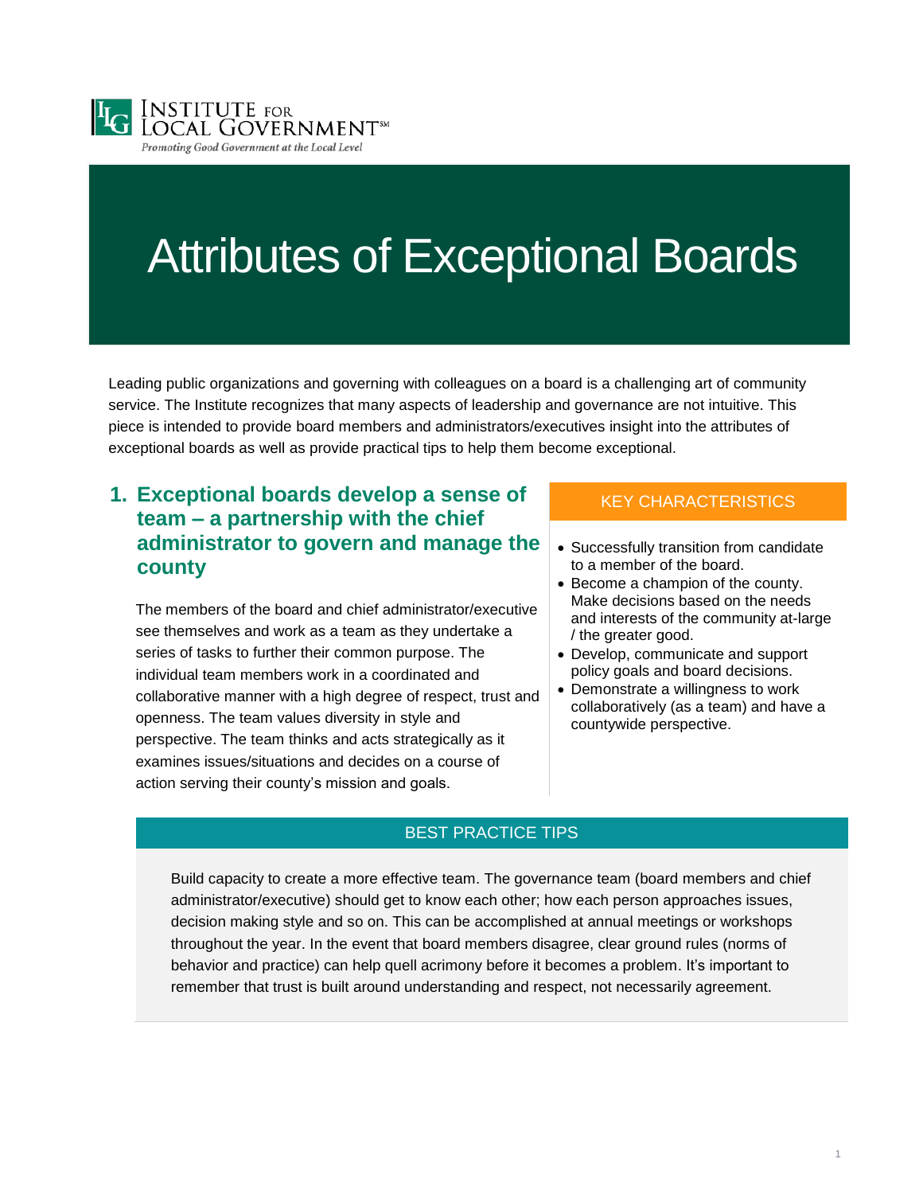INSTITUTE FOR LOCAL GOVERNMENT℠

*Promoting Good Government at the Local Level*

# Attributes of Exceptional Boards

Leading public organizations and governing with colleagues on a board is a challenging art of community service. The Institute recognizes that many aspects of leadership and governance are not intuitive. This piece is intended to provide board members and administrators/executives insight into the attributes of exceptional boards as well as provide practical tips to help them become exceptional.

## 1. Exceptional boards develop a sense of team – a partnership with the chief administrator to govern and manage the county

The members of the board and chief administrator/executive see themselves and work as a team as they undertake a series of tasks to further their common purpose. The individual team members work in a coordinated and collaborative manner with a high degree of respect, trust and openness. The team values diversity in style and perspective. The team thinks and acts strategically as it examines issues/situations and decides on a course of action serving their county's mission and goals.

### KEY CHARACTERISTICS

- Successfully transition from candidate to a member of the board.
- Become a champion of the county. Make decisions based on the needs and interests of the community at-large / the greater good.
- Develop, communicate and support policy goals and board decisions.
- Demonstrate a willingness to work collaboratively (as a team) and have a countywide perspective.

### BEST PRACTICE TIPS

Build capacity to create a more effective team. The governance team (board members and chief administrator/executive) should get to know each other; how each person approaches issues, decision making style and so on. This can be accomplished at annual meetings or workshops throughout the year. In the event that board members disagree, clear ground rules (norms of behavior and practice) can help quell acrimony before it becomes a problem. It's important to remember that trust is built around understanding and respect, not necessarily agreement.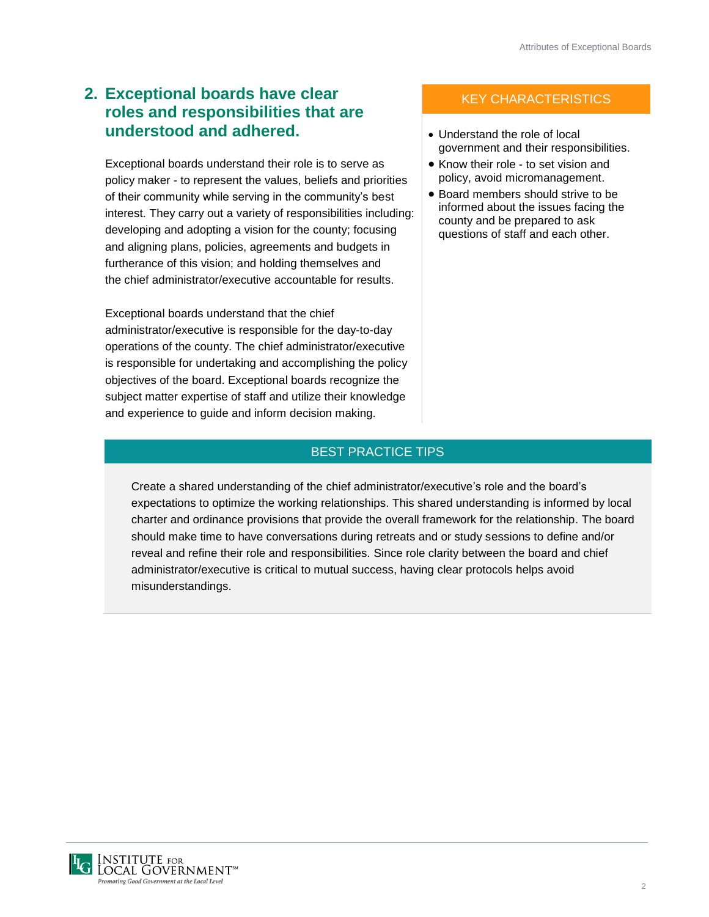## 2. Exceptional boards have clear roles and responsibilities that are understood and adhered.

Exceptional boards understand their role is to serve as policy maker - to represent the values, beliefs and priorities of their community while serving in the community's best interest. They carry out a variety of responsibilities including: developing and adopting a vision for the county; focusing and aligning plans, policies, agreements and budgets in furtherance of this vision; and holding themselves and the chief administrator/executive accountable for results.

Exceptional boards understand that the chief administrator/executive is responsible for the day-to-day operations of the county. The chief administrator/executive is responsible for undertaking and accomplishing the policy objectives of the board. Exceptional boards recognize the subject matter expertise of staff and utilize their knowledge and experience to guide and inform decision making.

### KEY CHARACTERISTICS

- Understand the role of local government and their responsibilities.
- Know their role - to set vision and policy, avoid micromanagement.
- Board members should strive to be informed about the issues facing the county and be prepared to ask questions of staff and each other.

### BEST PRACTICE TIPS

Create a shared understanding of the chief administrator/executive's role and the board's expectations to optimize the working relationships. This shared understanding is informed by local charter and ordinance provisions that provide the overall framework for the relationship. The board should make time to have conversations during retreats and or study sessions to define and/or reveal and refine their role and responsibilities. Since role clarity between the board and chief administrator/executive is critical to mutual success, having clear protocols helps avoid misunderstandings.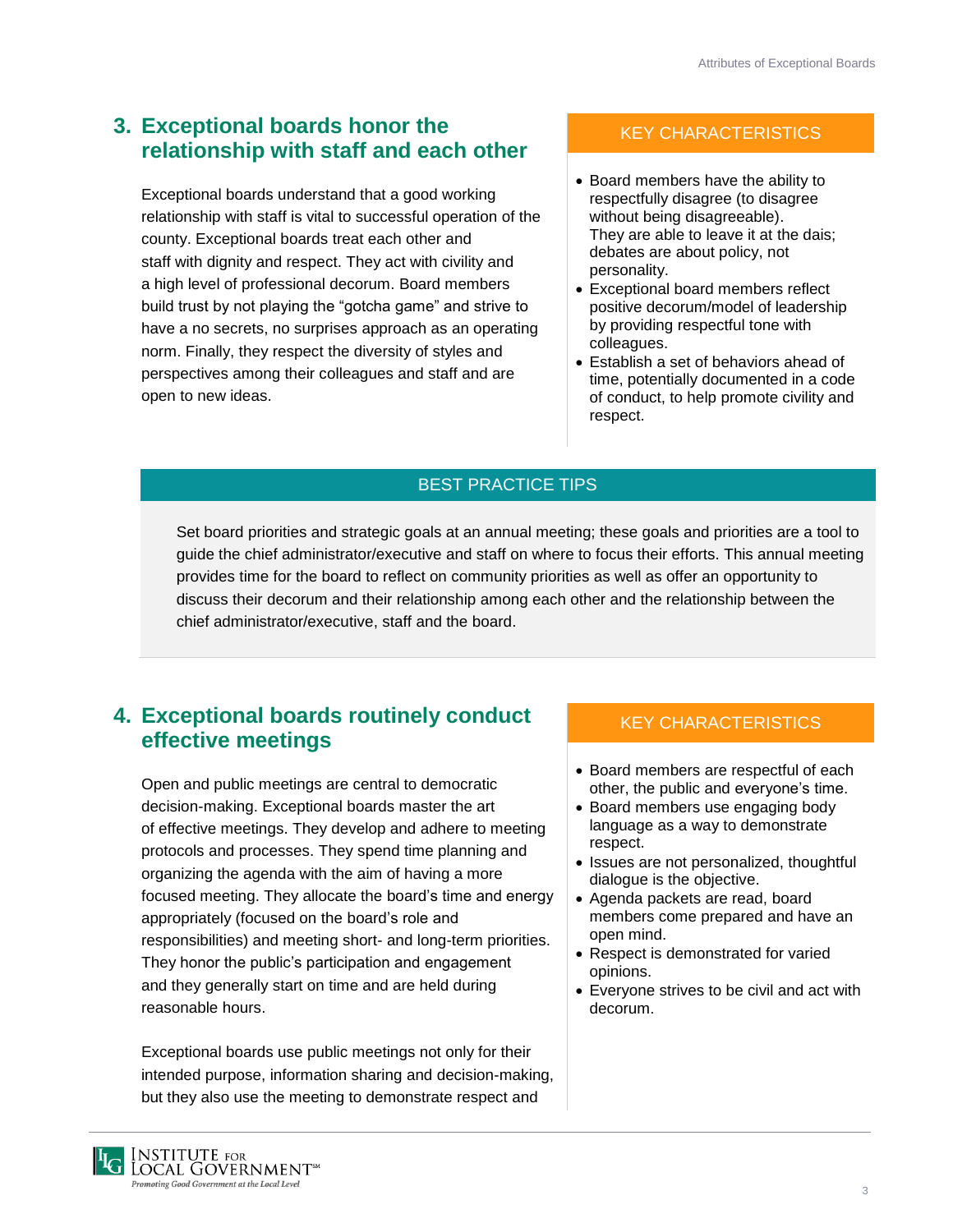## 3. Exceptional boards honor the relationship with staff and each other

Exceptional boards understand that a good working relationship with staff is vital to successful operation of the county. Exceptional boards treat each other and staff with dignity and respect. They act with civility and a high level of professional decorum. Board members build trust by not playing the "gotcha game" and strive to have a no secrets, no surprises approach as an operating norm. Finally, they respect the diversity of styles and perspectives among their colleagues and staff and are open to new ideas.

### KEY CHARACTERISTICS

- Board members have the ability to respectfully disagree (to disagree without being disagreeable). They are able to leave it at the dais; debates are about policy, not personality.
- Exceptional board members reflect positive decorum/model of leadership by providing respectful tone with colleagues.
- Establish a set of behaviors ahead of time, potentially documented in a code of conduct, to help promote civility and respect.

### BEST PRACTICE TIPS

Set board priorities and strategic goals at an annual meeting; these goals and priorities are a tool to guide the chief administrator/executive and staff on where to focus their efforts. This annual meeting provides time for the board to reflect on community priorities as well as offer an opportunity to discuss their decorum and their relationship among each other and the relationship between the chief administrator/executive, staff and the board.

## 4. Exceptional boards routinely conduct effective meetings

Open and public meetings are central to democratic decision-making. Exceptional boards master the art of effective meetings. They develop and adhere to meeting protocols and processes. They spend time planning and organizing the agenda with the aim of having a more focused meeting. They allocate the board's time and energy appropriately (focused on the board's role and responsibilities) and meeting short- and long-term priorities. They honor the public's participation and engagement and they generally start on time and are held during reasonable hours.

Exceptional boards use public meetings not only for their intended purpose, information sharing and decision-making, but they also use the meeting to demonstrate respect and

### KEY CHARACTERISTICS

- Board members are respectful of each other, the public and everyone's time.
- Board members use engaging body language as a way to demonstrate respect.
- Issues are not personalized, thoughtful dialogue is the objective.
- Agenda packets are read, board members come prepared and have an open mind.
- Respect is demonstrated for varied opinions.
- Everyone strives to be civil and act with decorum.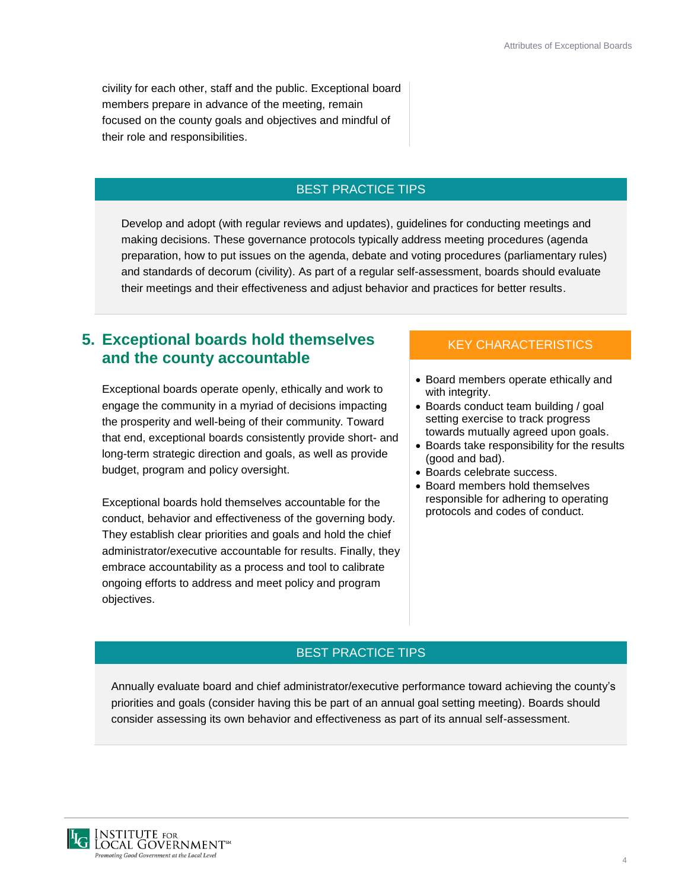civility for each other, staff and the public. Exceptional board members prepare in advance of the meeting, remain focused on the county goals and objectives and mindful of their role and responsibilities.

### BEST PRACTICE TIPS

Develop and adopt (with regular reviews and updates), guidelines for conducting meetings and making decisions. These governance protocols typically address meeting procedures (agenda preparation, how to put issues on the agenda, debate and voting procedures (parliamentary rules) and standards of decorum (civility). As part of a regular self-assessment, boards should evaluate their meetings and their effectiveness and adjust behavior and practices for better results.

## 5. Exceptional boards hold themselves and the county accountable

Exceptional boards operate openly, ethically and work to engage the community in a myriad of decisions impacting the prosperity and well-being of their community. Toward that end, exceptional boards consistently provide short- and long-term strategic direction and goals, as well as provide budget, program and policy oversight.

Exceptional boards hold themselves accountable for the conduct, behavior and effectiveness of the governing body. They establish clear priorities and goals and hold the chief administrator/executive accountable for results. Finally, they embrace accountability as a process and tool to calibrate ongoing efforts to address and meet policy and program objectives.

### KEY CHARACTERISTICS

- Board members operate ethically and with integrity.
- Boards conduct team building / goal setting exercise to track progress towards mutually agreed upon goals.
- Boards take responsibility for the results (good and bad).
- Boards celebrate success.
- Board members hold themselves responsible for adhering to operating protocols and codes of conduct.

### BEST PRACTICE TIPS

Annually evaluate board and chief administrator/executive performance toward achieving the county's priorities and goals (consider having this be part of an annual goal setting meeting). Boards should consider assessing its own behavior and effectiveness as part of its annual self-assessment.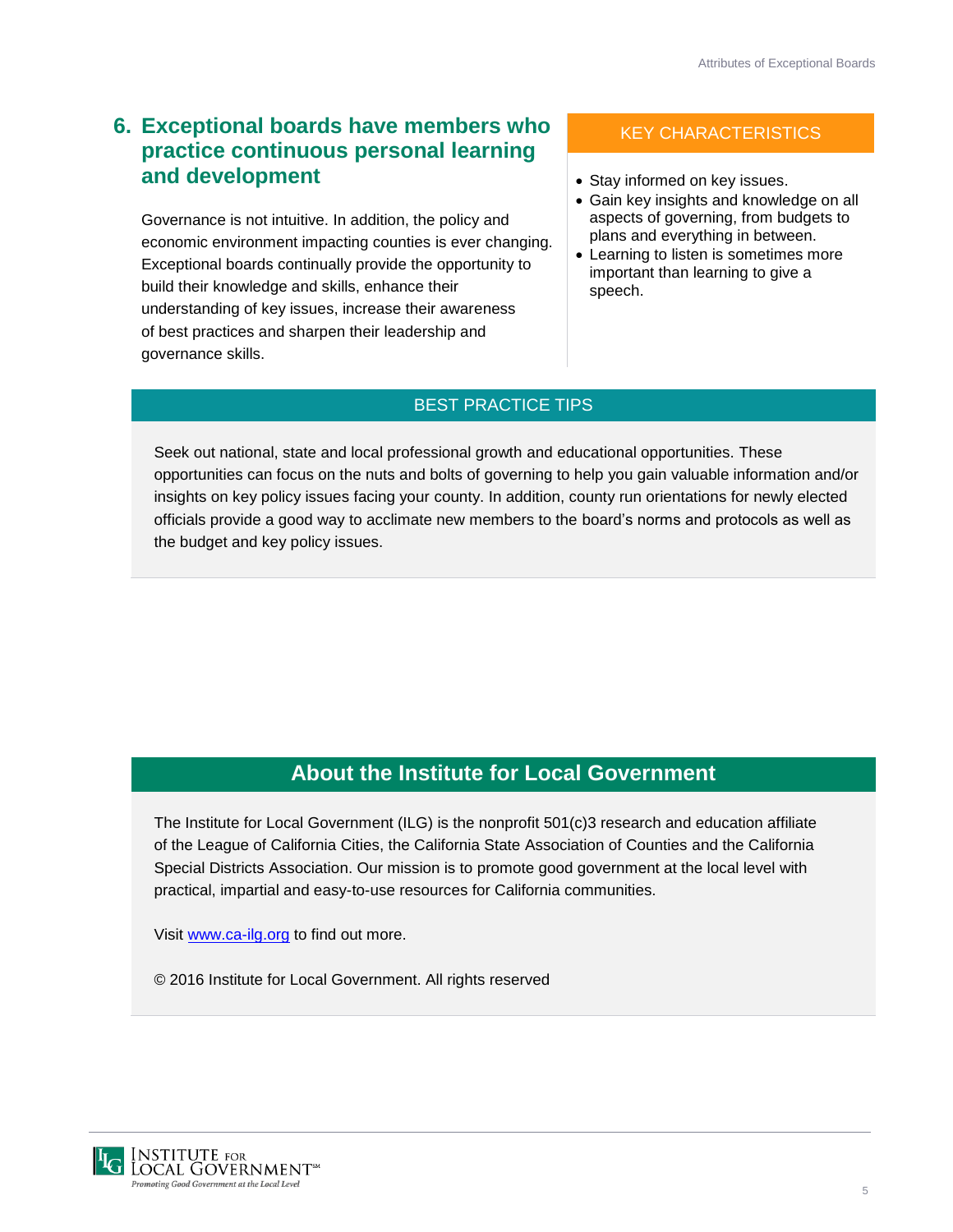## 6. Exceptional boards have members who practice continuous personal learning and development

Governance is not intuitive. In addition, the policy and economic environment impacting counties is ever changing. Exceptional boards continually provide the opportunity to build their knowledge and skills, enhance their understanding of key issues, increase their awareness of best practices and sharpen their leadership and governance skills.

### KEY CHARACTERISTICS

- Stay informed on key issues.
- Gain key insights and knowledge on all aspects of governing, from budgets to plans and everything in between.
- Learning to listen is sometimes more important than learning to give a speech.

### BEST PRACTICE TIPS

Seek out national, state and local professional growth and educational opportunities. These opportunities can focus on the nuts and bolts of governing to help you gain valuable information and/or insights on key policy issues facing your county. In addition, county run orientations for newly elected officials provide a good way to acclimate new members to the board's norms and protocols as well as the budget and key policy issues.

## About the Institute for Local Government

The Institute for Local Government (ILG) is the nonprofit 501(c)3 research and education affiliate of the League of California Cities, the California State Association of Counties and the California Special Districts Association. Our mission is to promote good government at the local level with practical, impartial and easy-to-use resources for California communities.

Visit www.ca-ilg.org to find out more.

© 2016 Institute for Local Government. All rights reserved